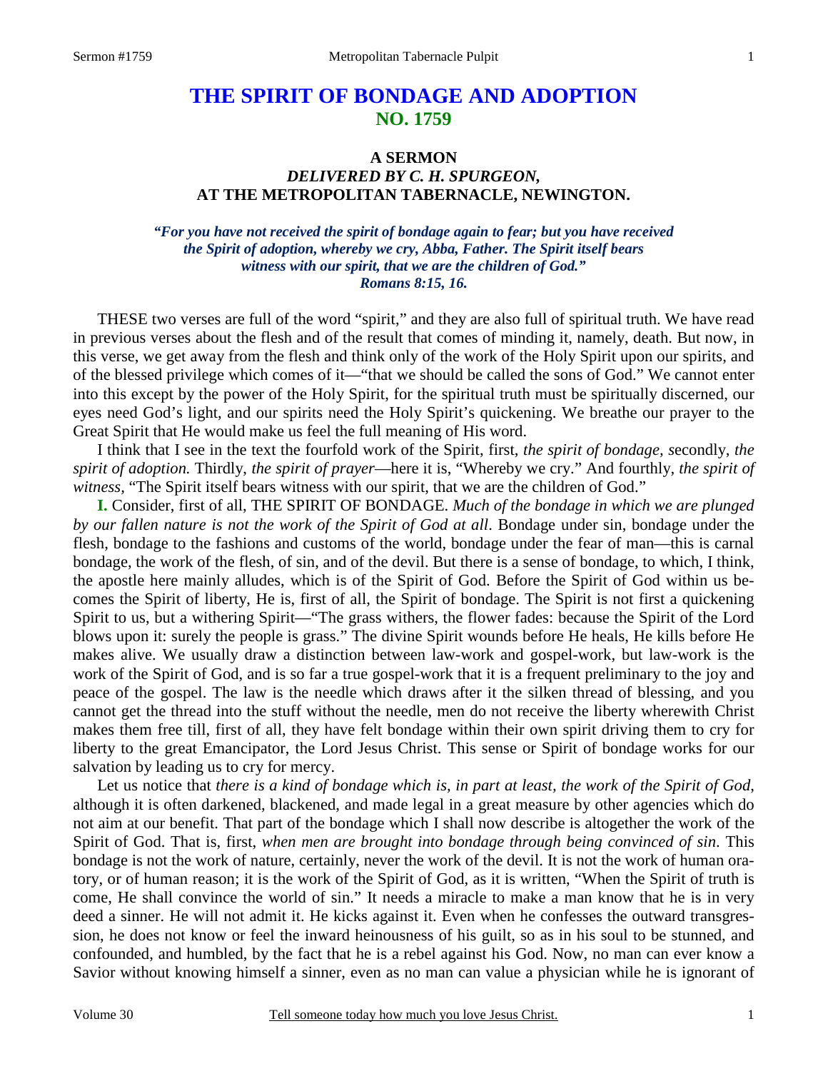# THE SPIRIT OF BONDAGE AND ADOPTION
## NO. 1759

### A SERMON
### *DELIVERED BY C. H. SPURGEON,*
### AT THE METROPOLITAN TABERNACLE, NEWINGTON.

***"For you have not received the spirit of bondage again to fear; but you have received the Spirit of adoption, whereby we cry, Abba, Father. The Spirit itself bears witness with our spirit, that we are the children of God." Romans 8:15, 16.***

THESE two verses are full of the word "spirit," and they are also full of spiritual truth. We have read in previous verses about the flesh and of the result that comes of minding it, namely, death. But now, in this verse, we get away from the flesh and think only of the work of the Holy Spirit upon our spirits, and of the blessed privilege which comes of it—"that we should be called the sons of God." We cannot enter into this except by the power of the Holy Spirit, for the spiritual truth must be spiritually discerned, our eyes need God's light, and our spirits need the Holy Spirit's quickening. We breathe our prayer to the Great Spirit that He would make us feel the full meaning of His word.

I think that I see in the text the fourfold work of the Spirit, first, *the spirit of bondage, s*econdly, *the spirit of adoption.* Thirdly, *the spirit of prayer*—here it is, "Whereby we cry." And fourthly, *the spirit of witness,* "The Spirit itself bears witness with our spirit, that we are the children of God."

**I.** Consider, first of all, THE SPIRIT OF BONDAGE. *Much of the bondage in which we are plunged by our fallen nature is not the work of the Spirit of God at all*. Bondage under sin, bondage under the flesh, bondage to the fashions and customs of the world, bondage under the fear of man—this is carnal bondage, the work of the flesh, of sin, and of the devil. But there is a sense of bondage, to which, I think, the apostle here mainly alludes, which is of the Spirit of God. Before the Spirit of God within us becomes the Spirit of liberty, He is, first of all, the Spirit of bondage. The Spirit is not first a quickening Spirit to us, but a withering Spirit—"The grass withers, the flower fades: because the Spirit of the Lord blows upon it: surely the people is grass." The divine Spirit wounds before He heals, He kills before He makes alive. We usually draw a distinction between law-work and gospel-work, but law-work is the work of the Spirit of God, and is so far a true gospel-work that it is a frequent preliminary to the joy and peace of the gospel. The law is the needle which draws after it the silken thread of blessing, and you cannot get the thread into the stuff without the needle, men do not receive the liberty wherewith Christ makes them free till, first of all, they have felt bondage within their own spirit driving them to cry for liberty to the great Emancipator, the Lord Jesus Christ. This sense or Spirit of bondage works for our salvation by leading us to cry for mercy.

Let us notice that *there is a kind of bondage which is, in part at least, the work of the Spirit of God,* although it is often darkened, blackened, and made legal in a great measure by other agencies which do not aim at our benefit. That part of the bondage which I shall now describe is altogether the work of the Spirit of God. That is, first, *when men are brought into bondage through being convinced of sin*. This bondage is not the work of nature, certainly, never the work of the devil. It is not the work of human oratory, or of human reason; it is the work of the Spirit of God, as it is written, "When the Spirit of truth is come, He shall convince the world of sin." It needs a miracle to make a man know that he is in very deed a sinner. He will not admit it. He kicks against it. Even when he confesses the outward transgression, he does not know or feel the inward heinousness of his guilt, so as in his soul to be stunned, and confounded, and humbled, by the fact that he is a rebel against his God. Now, no man can ever know a Savior without knowing himself a sinner, even as no man can value a physician while he is ignorant of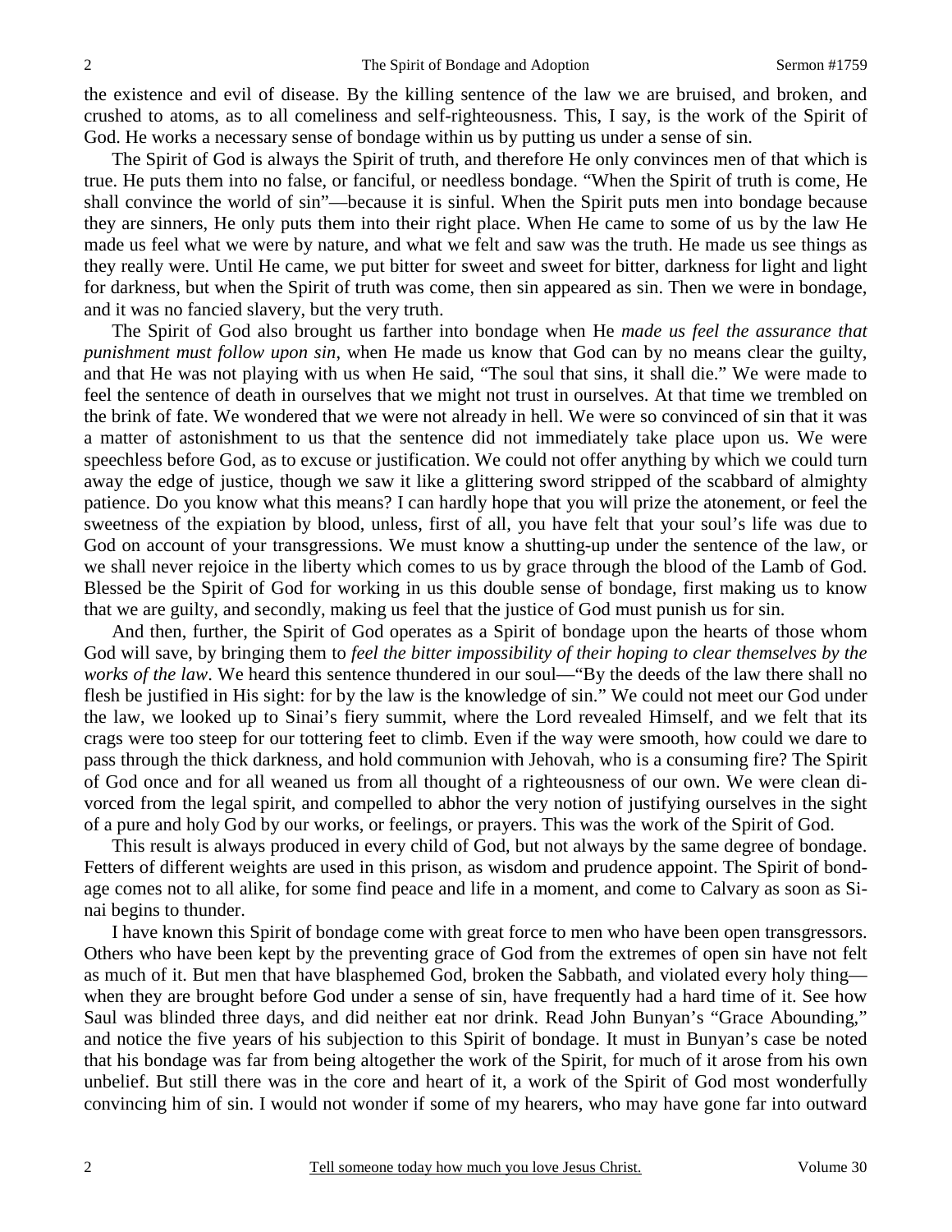the existence and evil of disease. By the killing sentence of the law we are bruised, and broken, and crushed to atoms, as to all comeliness and self-righteousness. This, I say, is the work of the Spirit of God. He works a necessary sense of bondage within us by putting us under a sense of sin.

The Spirit of God is always the Spirit of truth, and therefore He only convinces men of that which is true. He puts them into no false, or fanciful, or needless bondage. "When the Spirit of truth is come, He shall convince the world of sin"—because it is sinful. When the Spirit puts men into bondage because they are sinners, He only puts them into their right place. When He came to some of us by the law He made us feel what we were by nature, and what we felt and saw was the truth. He made us see things as they really were. Until He came, we put bitter for sweet and sweet for bitter, darkness for light and light for darkness, but when the Spirit of truth was come, then sin appeared as sin. Then we were in bondage, and it was no fancied slavery, but the very truth.

The Spirit of God also brought us farther into bondage when He *made us feel the assurance that punishment must follow upon sin*, when He made us know that God can by no means clear the guilty, and that He was not playing with us when He said, "The soul that sins, it shall die." We were made to feel the sentence of death in ourselves that we might not trust in ourselves. At that time we trembled on the brink of fate. We wondered that we were not already in hell. We were so convinced of sin that it was a matter of astonishment to us that the sentence did not immediately take place upon us. We were speechless before God, as to excuse or justification. We could not offer anything by which we could turn away the edge of justice, though we saw it like a glittering sword stripped of the scabbard of almighty patience. Do you know what this means? I can hardly hope that you will prize the atonement, or feel the sweetness of the expiation by blood, unless, first of all, you have felt that your soul's life was due to God on account of your transgressions. We must know a shutting-up under the sentence of the law, or we shall never rejoice in the liberty which comes to us by grace through the blood of the Lamb of God. Blessed be the Spirit of God for working in us this double sense of bondage, first making us to know that we are guilty, and secondly, making us feel that the justice of God must punish us for sin.

And then, further, the Spirit of God operates as a Spirit of bondage upon the hearts of those whom God will save, by bringing them to *feel the bitter impossibility of their hoping to clear themselves by the works of the law*. We heard this sentence thundered in our soul—"By the deeds of the law there shall no flesh be justified in His sight: for by the law is the knowledge of sin." We could not meet our God under the law, we looked up to Sinai's fiery summit, where the Lord revealed Himself, and we felt that its crags were too steep for our tottering feet to climb. Even if the way were smooth, how could we dare to pass through the thick darkness, and hold communion with Jehovah, who is a consuming fire? The Spirit of God once and for all weaned us from all thought of a righteousness of our own. We were clean divorced from the legal spirit, and compelled to abhor the very notion of justifying ourselves in the sight of a pure and holy God by our works, or feelings, or prayers. This was the work of the Spirit of God.

This result is always produced in every child of God, but not always by the same degree of bondage. Fetters of different weights are used in this prison, as wisdom and prudence appoint. The Spirit of bondage comes not to all alike, for some find peace and life in a moment, and come to Calvary as soon as Sinai begins to thunder.

I have known this Spirit of bondage come with great force to men who have been open transgressors. Others who have been kept by the preventing grace of God from the extremes of open sin have not felt as much of it. But men that have blasphemed God, broken the Sabbath, and violated every holy thing—when they are brought before God under a sense of sin, have frequently had a hard time of it. See how Saul was blinded three days, and did neither eat nor drink. Read John Bunyan's "Grace Abounding," and notice the five years of his subjection to this Spirit of bondage. It must in Bunyan's case be noted that his bondage was far from being altogether the work of the Spirit, for much of it arose from his own unbelief. But still there was in the core and heart of it, a work of the Spirit of God most wonderfully convincing him of sin. I would not wonder if some of my hearers, who may have gone far into outward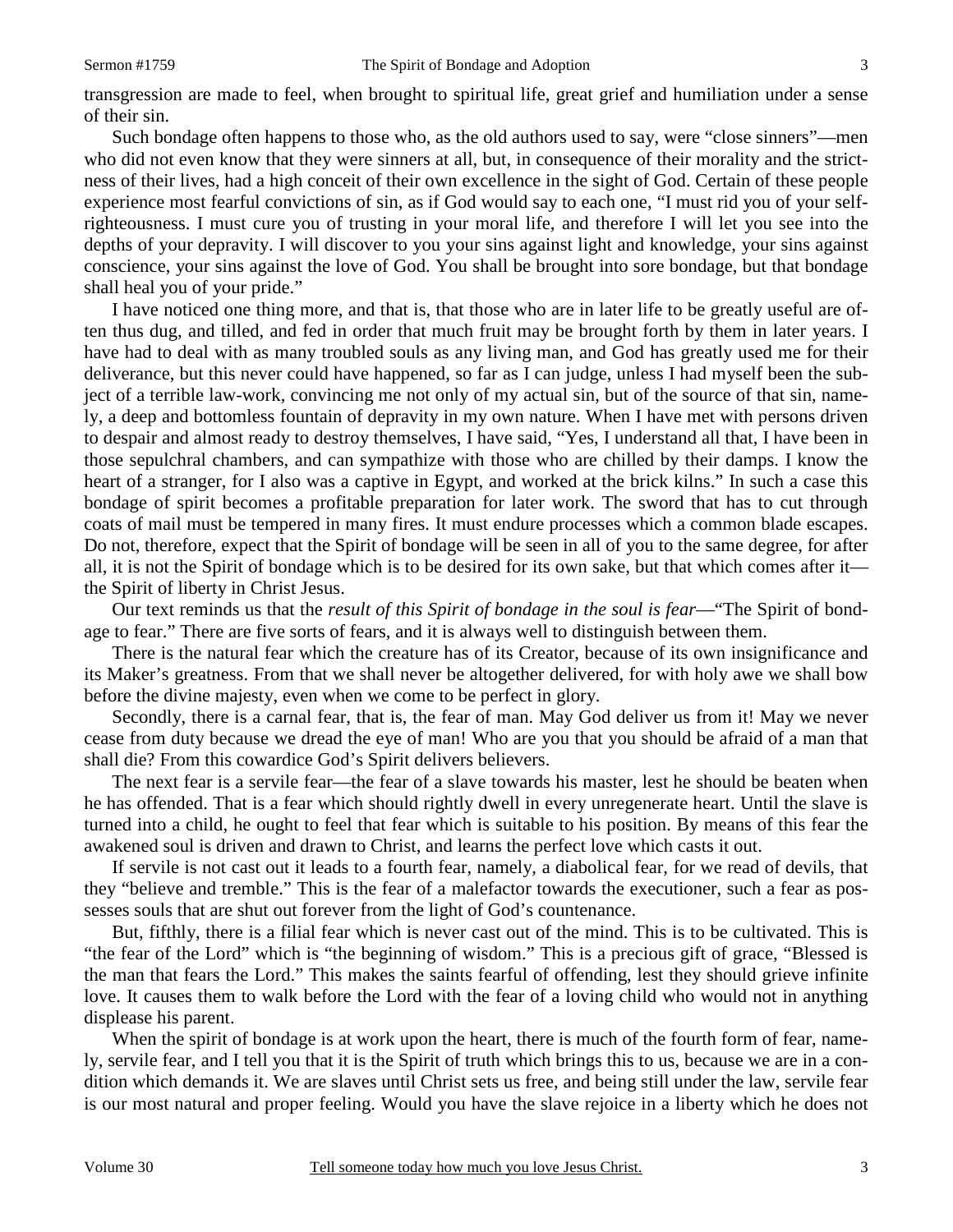transgression are made to feel, when brought to spiritual life, great grief and humiliation under a sense of their sin.

Such bondage often happens to those who, as the old authors used to say, were "close sinners"—men who did not even know that they were sinners at all, but, in consequence of their morality and the strictness of their lives, had a high conceit of their own excellence in the sight of God. Certain of these people experience most fearful convictions of sin, as if God would say to each one, "I must rid you of your self-righteousness. I must cure you of trusting in your moral life, and therefore I will let you see into the depths of your depravity. I will discover to you your sins against light and knowledge, your sins against conscience, your sins against the love of God. You shall be brought into sore bondage, but that bondage shall heal you of your pride."

I have noticed one thing more, and that is, that those who are in later life to be greatly useful are often thus dug, and tilled, and fed in order that much fruit may be brought forth by them in later years. I have had to deal with as many troubled souls as any living man, and God has greatly used me for their deliverance, but this never could have happened, so far as I can judge, unless I had myself been the subject of a terrible law-work, convincing me not only of my actual sin, but of the source of that sin, namely, a deep and bottomless fountain of depravity in my own nature. When I have met with persons driven to despair and almost ready to destroy themselves, I have said, "Yes, I understand all that, I have been in those sepulchral chambers, and can sympathize with those who are chilled by their damps. I know the heart of a stranger, for I also was a captive in Egypt, and worked at the brick kilns." In such a case this bondage of spirit becomes a profitable preparation for later work. The sword that has to cut through coats of mail must be tempered in many fires. It must endure processes which a common blade escapes. Do not, therefore, expect that the Spirit of bondage will be seen in all of you to the same degree, for after all, it is not the Spirit of bondage which is to be desired for its own sake, but that which comes after it—the Spirit of liberty in Christ Jesus.

Our text reminds us that the *result of this Spirit of bondage in the soul is fear*—"The Spirit of bondage to fear." There are five sorts of fears, and it is always well to distinguish between them.

There is the natural fear which the creature has of its Creator, because of its own insignificance and its Maker's greatness. From that we shall never be altogether delivered, for with holy awe we shall bow before the divine majesty, even when we come to be perfect in glory.

Secondly, there is a carnal fear, that is, the fear of man. May God deliver us from it! May we never cease from duty because we dread the eye of man! Who are you that you should be afraid of a man that shall die? From this cowardice God's Spirit delivers believers.

The next fear is a servile fear—the fear of a slave towards his master, lest he should be beaten when he has offended. That is a fear which should rightly dwell in every unregenerate heart. Until the slave is turned into a child, he ought to feel that fear which is suitable to his position. By means of this fear the awakened soul is driven and drawn to Christ, and learns the perfect love which casts it out.

If servile is not cast out it leads to a fourth fear, namely, a diabolical fear, for we read of devils, that they "believe and tremble." This is the fear of a malefactor towards the executioner, such a fear as possesses souls that are shut out forever from the light of God's countenance.

But, fifthly, there is a filial fear which is never cast out of the mind. This is to be cultivated. This is "the fear of the Lord" which is "the beginning of wisdom." This is a precious gift of grace, "Blessed is the man that fears the Lord." This makes the saints fearful of offending, lest they should grieve infinite love. It causes them to walk before the Lord with the fear of a loving child who would not in anything displease his parent.

When the spirit of bondage is at work upon the heart, there is much of the fourth form of fear, namely, servile fear, and I tell you that it is the Spirit of truth which brings this to us, because we are in a condition which demands it. We are slaves until Christ sets us free, and being still under the law, servile fear is our most natural and proper feeling. Would you have the slave rejoice in a liberty which he does not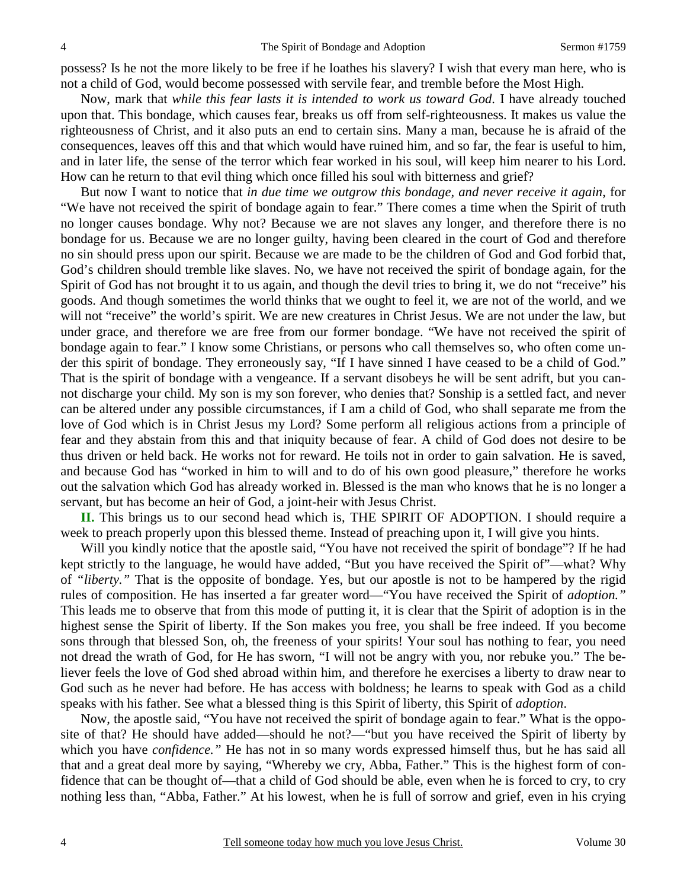possess? Is he not the more likely to be free if he loathes his slavery? I wish that every man here, who is not a child of God, would become possessed with servile fear, and tremble before the Most High.

Now, mark that *while this fear lasts it is intended to work us toward God*. I have already touched upon that. This bondage, which causes fear, breaks us off from self-righteousness. It makes us value the righteousness of Christ, and it also puts an end to certain sins. Many a man, because he is afraid of the consequences, leaves off this and that which would have ruined him, and so far, the fear is useful to him, and in later life, the sense of the terror which fear worked in his soul, will keep him nearer to his Lord. How can he return to that evil thing which once filled his soul with bitterness and grief?

But now I want to notice that *in due time we outgrow this bondage, and never receive it again,* for "We have not received the spirit of bondage again to fear." There comes a time when the Spirit of truth no longer causes bondage. Why not? Because we are not slaves any longer, and therefore there is no bondage for us. Because we are no longer guilty, having been cleared in the court of God and therefore no sin should press upon our spirit. Because we are made to be the children of God and God forbid that, God's children should tremble like slaves. No, we have not received the spirit of bondage again, for the Spirit of God has not brought it to us again, and though the devil tries to bring it, we do not "receive" his goods. And though sometimes the world thinks that we ought to feel it, we are not of the world, and we will not "receive" the world's spirit. We are new creatures in Christ Jesus. We are not under the law, but under grace, and therefore we are free from our former bondage. "We have not received the spirit of bondage again to fear." I know some Christians, or persons who call themselves so, who often come under this spirit of bondage. They erroneously say, "If I have sinned I have ceased to be a child of God." That is the spirit of bondage with a vengeance. If a servant disobeys he will be sent adrift, but you cannot discharge your child. My son is my son forever, who denies that? Sonship is a settled fact, and never can be altered under any possible circumstances, if I am a child of God, who shall separate me from the love of God which is in Christ Jesus my Lord? Some perform all religious actions from a principle of fear and they abstain from this and that iniquity because of fear. A child of God does not desire to be thus driven or held back. He works not for reward. He toils not in order to gain salvation. He is saved, and because God has "worked in him to will and to do of his own good pleasure," therefore he works out the salvation which God has already worked in. Blessed is the man who knows that he is no longer a servant, but has become an heir of God, a joint-heir with Jesus Christ.

**II.** This brings us to our second head which is, THE SPIRIT OF ADOPTION. I should require a week to preach properly upon this blessed theme. Instead of preaching upon it, I will give you hints.

Will you kindly notice that the apostle said, "You have not received the spirit of bondage"? If he had kept strictly to the language, he would have added, "But you have received the Spirit of"—what? Why of *"liberty."* That is the opposite of bondage. Yes, but our apostle is not to be hampered by the rigid rules of composition. He has inserted a far greater word—"You have received the Spirit of *adoption."* This leads me to observe that from this mode of putting it, it is clear that the Spirit of adoption is in the highest sense the Spirit of liberty. If the Son makes you free, you shall be free indeed. If you become sons through that blessed Son, oh, the freeness of your spirits! Your soul has nothing to fear, you need not dread the wrath of God, for He has sworn, "I will not be angry with you, nor rebuke you." The believer feels the love of God shed abroad within him, and therefore he exercises a liberty to draw near to God such as he never had before. He has access with boldness; he learns to speak with God as a child speaks with his father. See what a blessed thing is this Spirit of liberty, this Spirit of *adoption*.

Now, the apostle said, "You have not received the spirit of bondage again to fear." What is the opposite of that? He should have added—should he not?—"but you have received the Spirit of liberty by which you have *confidence."* He has not in so many words expressed himself thus, but he has said all that and a great deal more by saying, "Whereby we cry, Abba, Father." This is the highest form of confidence that can be thought of—that a child of God should be able, even when he is forced to cry, to cry nothing less than, "Abba, Father." At his lowest, when he is full of sorrow and grief, even in his crying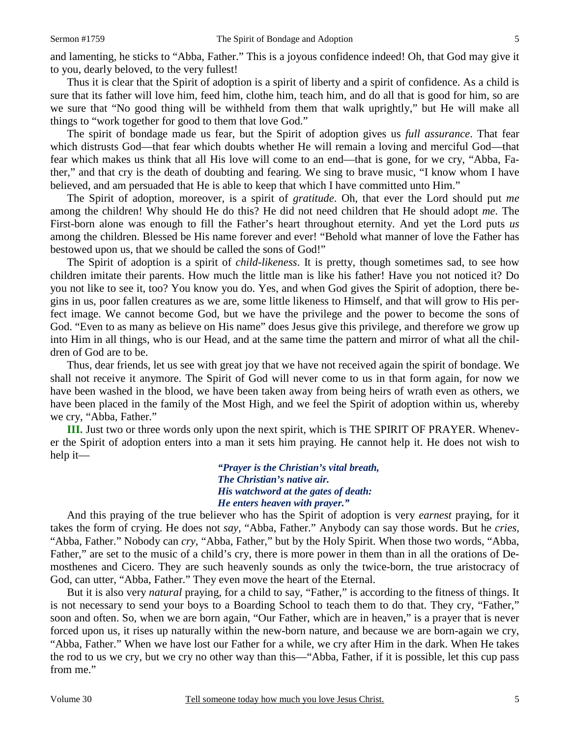and lamenting, he sticks to "Abba, Father." This is a joyous confidence indeed! Oh, that God may give it to you, dearly beloved, to the very fullest!

Thus it is clear that the Spirit of adoption is a spirit of liberty and a spirit of confidence. As a child is sure that its father will love him, feed him, clothe him, teach him, and do all that is good for him, so are we sure that "No good thing will be withheld from them that walk uprightly," but He will make all things to "work together for good to them that love God."

The spirit of bondage made us fear, but the Spirit of adoption gives us *full assurance*. That fear which distrusts God—that fear which doubts whether He will remain a loving and merciful God—that fear which makes us think that all His love will come to an end—that is gone, for we cry, "Abba, Father," and that cry is the death of doubting and fearing. We sing to brave music, "I know whom I have believed, and am persuaded that He is able to keep that which I have committed unto Him."

The Spirit of adoption, moreover, is a spirit of *gratitude*. Oh, that ever the Lord should put *me* among the children! Why should He do this? He did not need children that He should adopt *me*. The First-born alone was enough to fill the Father's heart throughout eternity. And yet the Lord puts *us* among the children. Blessed be His name forever and ever! "Behold what manner of love the Father has bestowed upon us, that we should be called the sons of God!"

The Spirit of adoption is a spirit of *child-likeness*. It is pretty, though sometimes sad, to see how children imitate their parents. How much the little man is like his father! Have you not noticed it? Do you not like to see it, too? You know you do. Yes, and when God gives the Spirit of adoption, there begins in us, poor fallen creatures as we are, some little likeness to Himself, and that will grow to His perfect image. We cannot become God, but we have the privilege and the power to become the sons of God. "Even to as many as believe on His name" does Jesus give this privilege, and therefore we grow up into Him in all things, who is our Head, and at the same time the pattern and mirror of what all the children of God are to be.

Thus, dear friends, let us see with great joy that we have not received again the spirit of bondage. We shall not receive it anymore. The Spirit of God will never come to us in that form again, for now we have been washed in the blood, we have been taken away from being heirs of wrath even as others, we have been placed in the family of the Most High, and we feel the Spirit of adoption within us, whereby we cry, "Abba, Father."

**III.** Just two or three words only upon the next spirit, which is THE SPIRIT OF PRAYER. Whenever the Spirit of adoption enters into a man it sets him praying. He cannot help it. He does not wish to help it—

> ***"Prayer is the Christian's vital breath,***
> ***The Christian's native air.***
> ***His watchword at the gates of death:***
> ***He enters heaven with prayer."***

And this praying of the true believer who has the Spirit of adoption is very *earnest* praying, for it takes the form of crying. He does not *say,* "Abba, Father." Anybody can say those words. But he *cries,* "Abba, Father." Nobody can *cry,* "Abba, Father," but by the Holy Spirit. When those two words, "Abba, Father," are set to the music of a child's cry, there is more power in them than in all the orations of Demosthenes and Cicero. They are such heavenly sounds as only the twice-born, the true aristocracy of God, can utter, "Abba, Father." They even move the heart of the Eternal.

But it is also very *natural* praying, for a child to say, "Father," is according to the fitness of things. It is not necessary to send your boys to a Boarding School to teach them to do that. They cry, "Father," soon and often. So, when we are born again, "Our Father, which are in heaven," is a prayer that is never forced upon us, it rises up naturally within the new-born nature, and because we are born-again we cry, "Abba, Father." When we have lost our Father for a while, we cry after Him in the dark. When He takes the rod to us we cry, but we cry no other way than this—"Abba, Father, if it is possible, let this cup pass from me."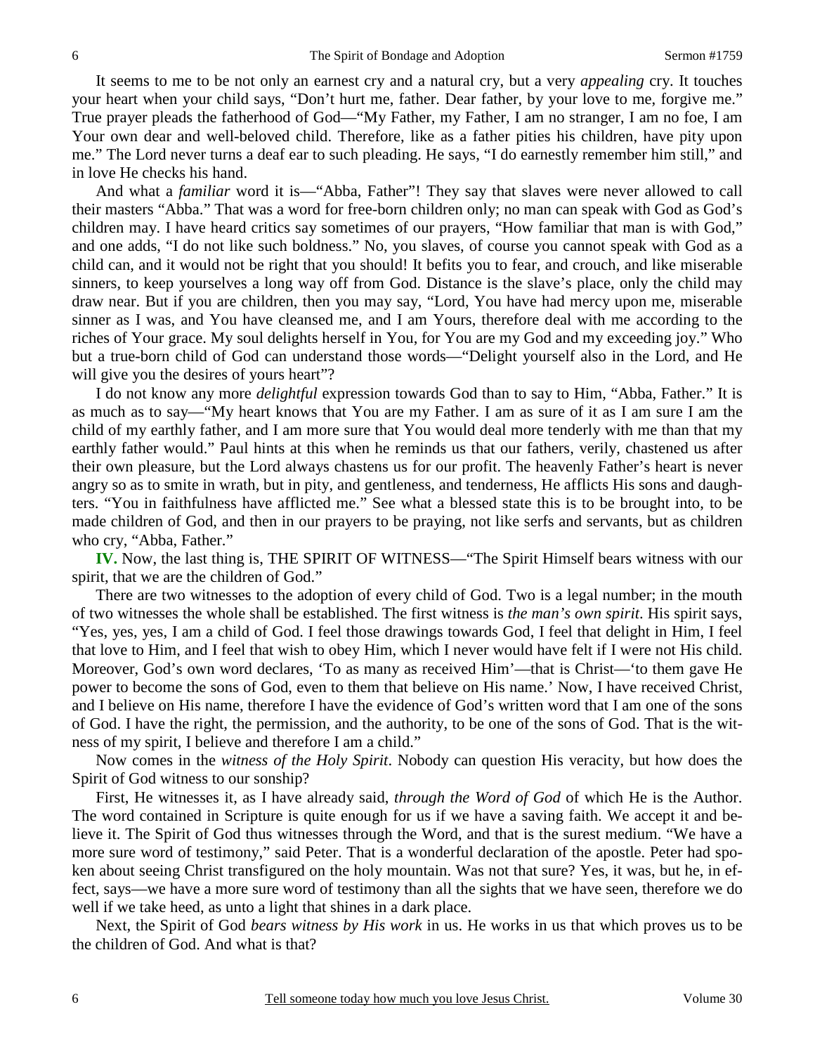It seems to me to be not only an earnest cry and a natural cry, but a very *appealing* cry. It touches your heart when your child says, "Don't hurt me, father. Dear father, by your love to me, forgive me." True prayer pleads the fatherhood of God—"My Father, my Father, I am no stranger, I am no foe, I am Your own dear and well-beloved child. Therefore, like as a father pities his children, have pity upon me." The Lord never turns a deaf ear to such pleading. He says, "I do earnestly remember him still," and in love He checks his hand.

And what a *familiar* word it is—"Abba, Father"! They say that slaves were never allowed to call their masters "Abba." That was a word for free-born children only; no man can speak with God as God's children may. I have heard critics say sometimes of our prayers, "How familiar that man is with God," and one adds, "I do not like such boldness." No, you slaves, of course you cannot speak with God as a child can, and it would not be right that you should! It befits you to fear, and crouch, and like miserable sinners, to keep yourselves a long way off from God. Distance is the slave's place, only the child may draw near. But if you are children, then you may say, "Lord, You have had mercy upon me, miserable sinner as I was, and You have cleansed me, and I am Yours, therefore deal with me according to the riches of Your grace. My soul delights herself in You, for You are my God and my exceeding joy." Who but a true-born child of God can understand those words—"Delight yourself also in the Lord, and He will give you the desires of yours heart"?

I do not know any more *delightful* expression towards God than to say to Him, "Abba, Father." It is as much as to say—"My heart knows that You are my Father. I am as sure of it as I am sure I am the child of my earthly father, and I am more sure that You would deal more tenderly with me than that my earthly father would." Paul hints at this when he reminds us that our fathers, verily, chastened us after their own pleasure, but the Lord always chastens us for our profit. The heavenly Father's heart is never angry so as to smite in wrath, but in pity, and gentleness, and tenderness, He afflicts His sons and daughters. "You in faithfulness have afflicted me." See what a blessed state this is to be brought into, to be made children of God, and then in our prayers to be praying, not like serfs and servants, but as children who cry, "Abba, Father."

**IV.** Now, the last thing is, THE SPIRIT OF WITNESS—"The Spirit Himself bears witness with our spirit, that we are the children of God."

There are two witnesses to the adoption of every child of God. Two is a legal number; in the mouth of two witnesses the whole shall be established. The first witness is *the man's own spirit*. His spirit says, "Yes, yes, yes, I am a child of God. I feel those drawings towards God, I feel that delight in Him, I feel that love to Him, and I feel that wish to obey Him, which I never would have felt if I were not His child. Moreover, God's own word declares, 'To as many as received Him'—that is Christ—'to them gave He power to become the sons of God, even to them that believe on His name.' Now, I have received Christ, and I believe on His name, therefore I have the evidence of God's written word that I am one of the sons of God. I have the right, the permission, and the authority, to be one of the sons of God. That is the witness of my spirit, I believe and therefore I am a child."

Now comes in the *witness of the Holy Spirit*. Nobody can question His veracity, but how does the Spirit of God witness to our sonship?

First, He witnesses it, as I have already said, *through the Word of God* of which He is the Author. The word contained in Scripture is quite enough for us if we have a saving faith. We accept it and believe it. The Spirit of God thus witnesses through the Word, and that is the surest medium. "We have a more sure word of testimony," said Peter. That is a wonderful declaration of the apostle. Peter had spoken about seeing Christ transfigured on the holy mountain. Was not that sure? Yes, it was, but he, in effect, says—we have a more sure word of testimony than all the sights that we have seen, therefore we do well if we take heed, as unto a light that shines in a dark place.

Next, the Spirit of God *bears witness by His work* in us. He works in us that which proves us to be the children of God. And what is that?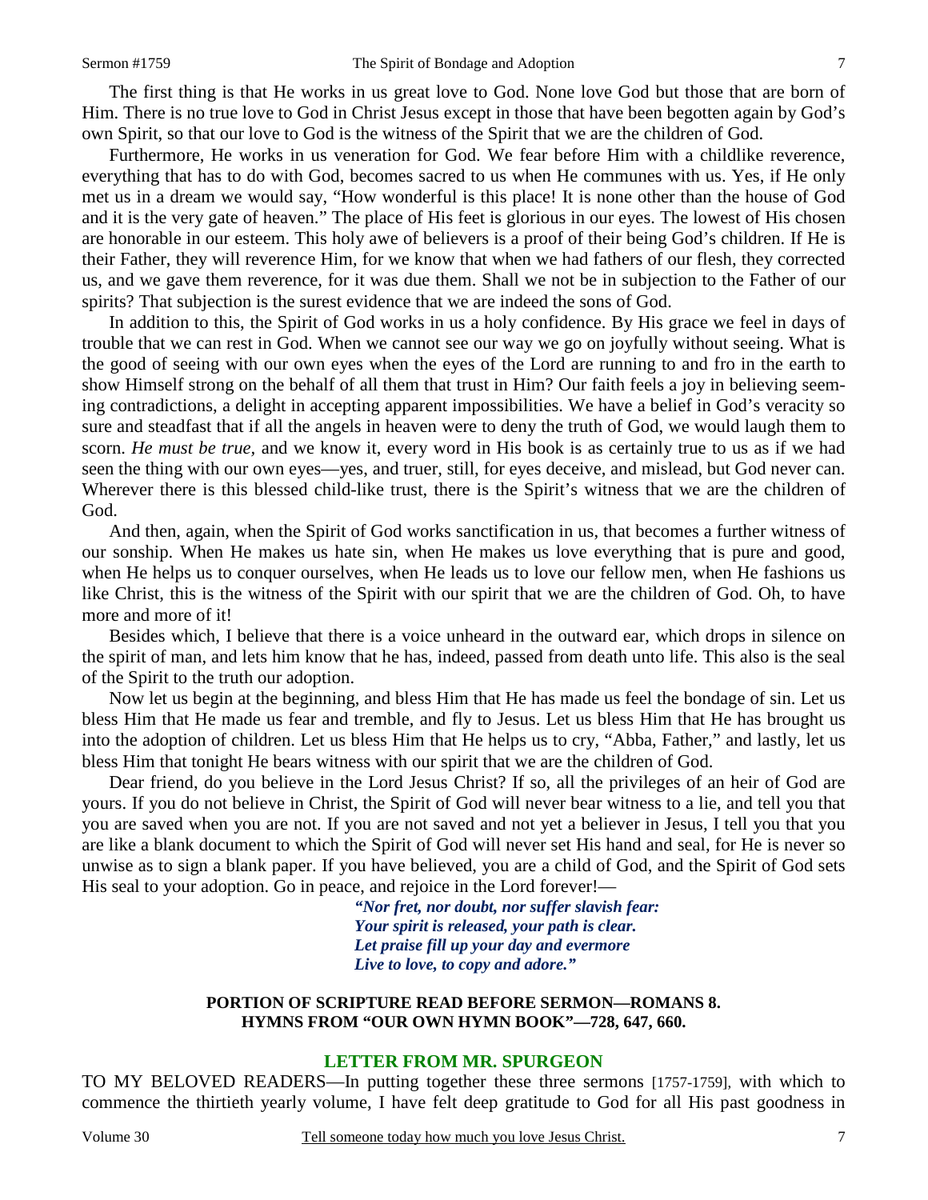The first thing is that He works in us great love to God. None love God but those that are born of Him. There is no true love to God in Christ Jesus except in those that have been begotten again by God's own Spirit, so that our love to God is the witness of the Spirit that we are the children of God.

Furthermore, He works in us veneration for God. We fear before Him with a childlike reverence, everything that has to do with God, becomes sacred to us when He communes with us. Yes, if He only met us in a dream we would say, "How wonderful is this place! It is none other than the house of God and it is the very gate of heaven." The place of His feet is glorious in our eyes. The lowest of His chosen are honorable in our esteem. This holy awe of believers is a proof of their being God's children. If He is their Father, they will reverence Him, for we know that when we had fathers of our flesh, they corrected us, and we gave them reverence, for it was due them. Shall we not be in subjection to the Father of our spirits? That subjection is the surest evidence that we are indeed the sons of God.

In addition to this, the Spirit of God works in us a holy confidence. By His grace we feel in days of trouble that we can rest in God. When we cannot see our way we go on joyfully without seeing. What is the good of seeing with our own eyes when the eyes of the Lord are running to and fro in the earth to show Himself strong on the behalf of all them that trust in Him? Our faith feels a joy in believing seeming contradictions, a delight in accepting apparent impossibilities. We have a belief in God's veracity so sure and steadfast that if all the angels in heaven were to deny the truth of God, we would laugh them to scorn. *He must be true,* and we know it, every word in His book is as certainly true to us as if we had seen the thing with our own eyes—yes, and truer, still, for eyes deceive, and mislead, but God never can. Wherever there is this blessed child-like trust, there is the Spirit's witness that we are the children of God.

And then, again, when the Spirit of God works sanctification in us, that becomes a further witness of our sonship. When He makes us hate sin, when He makes us love everything that is pure and good, when He helps us to conquer ourselves, when He leads us to love our fellow men, when He fashions us like Christ, this is the witness of the Spirit with our spirit that we are the children of God. Oh, to have more and more of it!

Besides which, I believe that there is a voice unheard in the outward ear, which drops in silence on the spirit of man, and lets him know that he has, indeed, passed from death unto life. This also is the seal of the Spirit to the truth our adoption.

Now let us begin at the beginning, and bless Him that He has made us feel the bondage of sin. Let us bless Him that He made us fear and tremble, and fly to Jesus. Let us bless Him that He has brought us into the adoption of children. Let us bless Him that He helps us to cry, "Abba, Father," and lastly, let us bless Him that tonight He bears witness with our spirit that we are the children of God.

Dear friend, do you believe in the Lord Jesus Christ? If so, all the privileges of an heir of God are yours. If you do not believe in Christ, the Spirit of God will never bear witness to a lie, and tell you that you are saved when you are not. If you are not saved and not yet a believer in Jesus, I tell you that you are like a blank document to which the Spirit of God will never set His hand and seal, for He is never so unwise as to sign a blank paper. If you have believed, you are a child of God, and the Spirit of God sets His seal to your adoption. Go in peace, and rejoice in the Lord forever!—

> ***"Nor fret, nor doubt, nor suffer slavish fear:***
> ***Your spirit is released, your path is clear.***
> ***Let praise fill up your day and evermore***
> ***Live to love, to copy and adore."***

**PORTION OF SCRIPTURE READ BEFORE SERMON—ROMANS 8.**
**HYMNS FROM "OUR OWN HYMN BOOK"—728, 647, 660.**

## LETTER FROM MR. SPURGEON

TO MY BELOVED READERS—In putting together these three sermons [1757-1759], with which to commence the thirtieth yearly volume, I have felt deep gratitude to God for all His past goodness in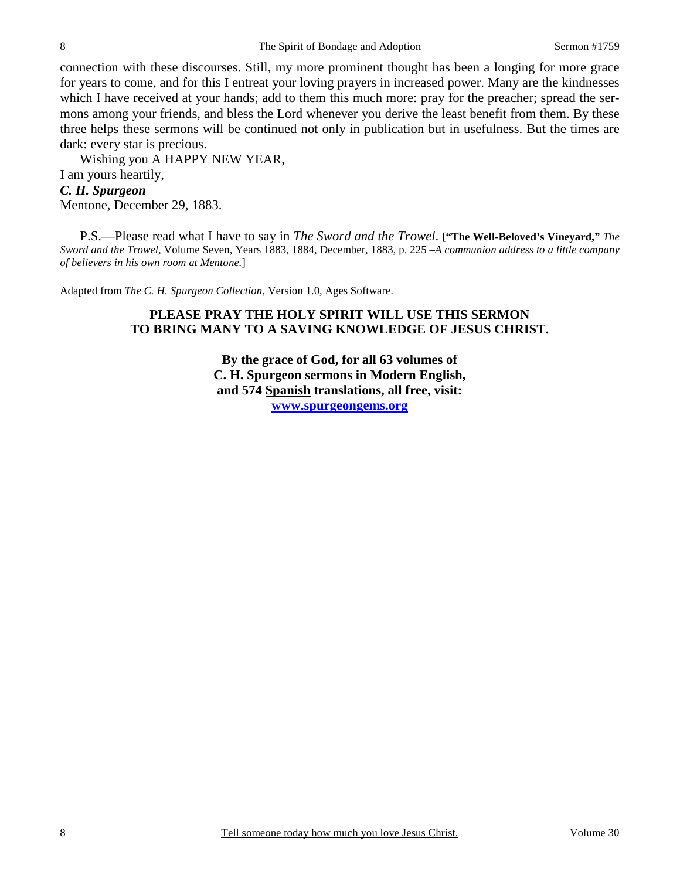connection with these discourses. Still, my more prominent thought has been a longing for more grace for years to come, and for this I entreat your loving prayers in increased power. Many are the kindnesses which I have received at your hands; add to them this much more: pray for the preacher; spread the sermons among your friends, and bless the Lord whenever you derive the least benefit from them. By these three helps these sermons will be continued not only in publication but in usefulness. But the times are dark: every star is precious.

Wishing you A HAPPY NEW YEAR,
I am yours heartily,
***C. H. Spurgeon***
Mentone, December 29, 1883.

P.S.—Please read what I have to say in *The Sword and the Trowel*. [**"The Well-Beloved's Vineyard,"** *The Sword and the Trowel,* Volume Seven, Years 1883, 1884, December, 1883, p. 225 –*A communion address to a little company of believers in his own room at Mentone.*]

Adapted from *The C. H. Spurgeon Collection*, Version 1.0, Ages Software.

**PLEASE PRAY THE HOLY SPIRIT WILL USE THIS SERMON TO BRING MANY TO A SAVING KNOWLEDGE OF JESUS CHRIST.**

**By the grace of God, for all 63 volumes of C. H. Spurgeon sermons in Modern English, and 574 Spanish translations, all free, visit: www.spurgeongems.org**

Tell someone today how much you love Jesus Christ.